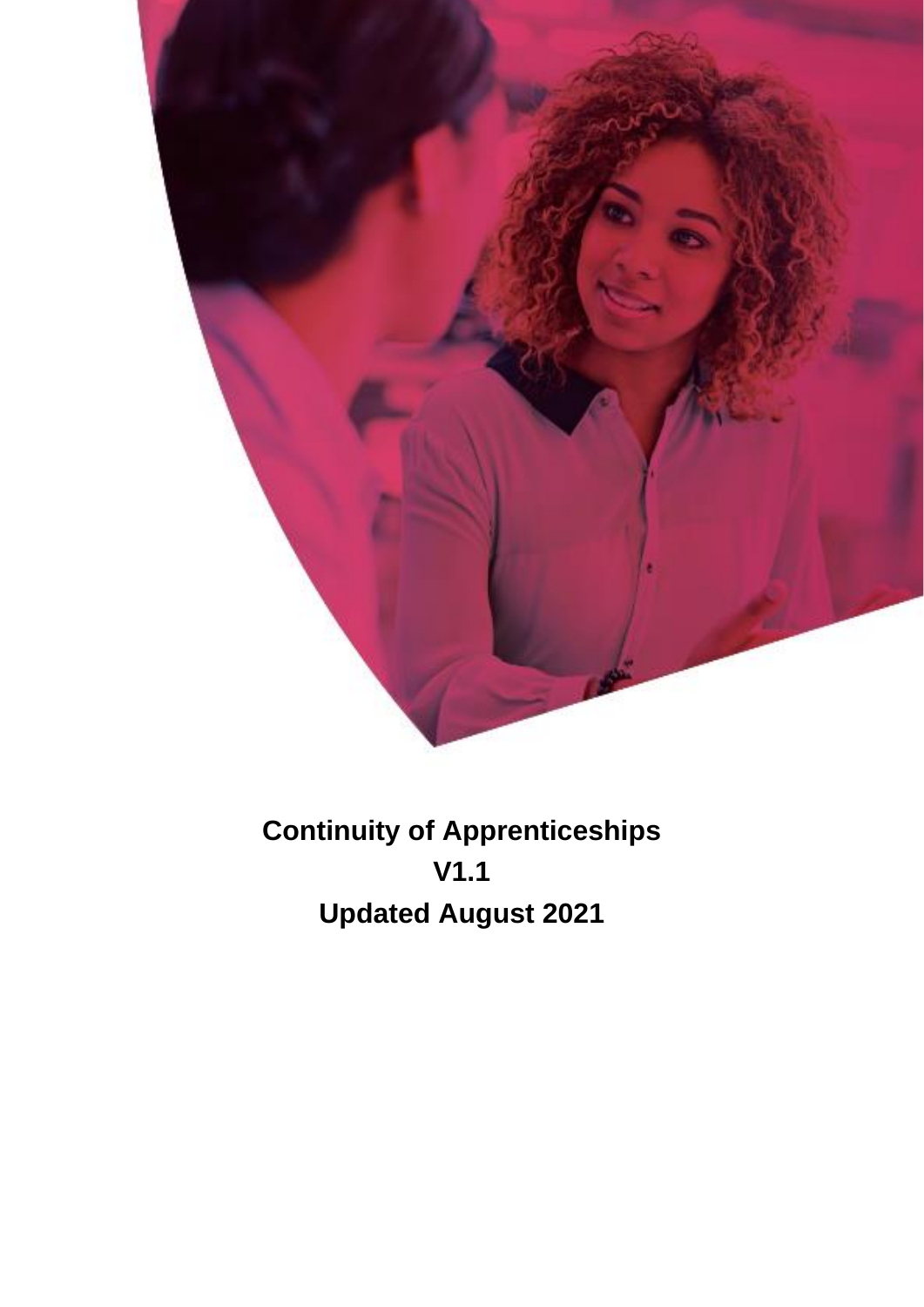# Continuity of Apprenticeships

**V1.1**

**Updated August 2021**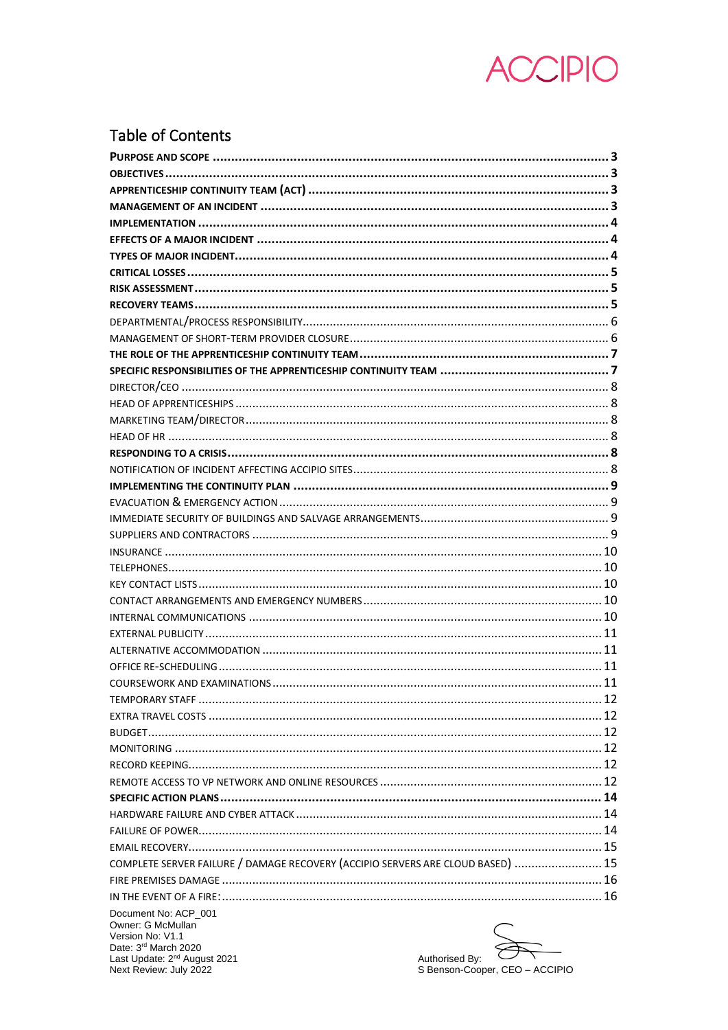## Table of Contents

**PURPOSE AND SCOPE** ........ **3**
**OBJECTIVES** ........ **3**
**APPRENTICESHIP CONTINUITY TEAM (ACT)** ........ **3**
**MANAGEMENT OF AN INCIDENT** ........ **3**
**IMPLEMENTATION** ........ **4**
**EFFECTS OF A MAJOR INCIDENT** ........ **4**
**TYPES OF MAJOR INCIDENT** ........ **4**
**CRITICAL LOSSES** ........ **5**
**RISK ASSESSMENT** ........ **5**
**RECOVERY TEAMS** ........ **5**
DEPARTMENTAL/PROCESS RESPONSIBILITY ........ 6
MANAGEMENT OF SHORT-TERM PROVIDER CLOSURE ........ 6
**THE ROLE OF THE APPRENTICESHIP CONTINUITY TEAM** ........ **7**
**SPECIFIC RESPONSIBILITIES OF THE APPRENTICESHIP CONTINUITY TEAM** ........ **7**
DIRECTOR/CEO ........ 8
HEAD OF APPRENTICESHIPS ........ 8
MARKETING TEAM/DIRECTOR ........ 8
HEAD OF HR ........ 8
**RESPONDING TO A CRISIS** ........ **8**
NOTIFICATION OF INCIDENT AFFECTING ACCIPIO SITES ........ 8
**IMPLEMENTING THE CONTINUITY PLAN** ........ **9**
EVACUATION & EMERGENCY ACTION ........ 9
IMMEDIATE SECURITY OF BUILDINGS AND SALVAGE ARRANGEMENTS ........ 9
SUPPLIERS AND CONTRACTORS ........ 9
INSURANCE ........ 10
TELEPHONES ........ 10
KEY CONTACT LISTS ........ 10
CONTACT ARRANGEMENTS AND EMERGENCY NUMBERS ........ 10
INTERNAL COMMUNICATIONS ........ 10
EXTERNAL PUBLICITY ........ 11
ALTERNATIVE ACCOMMODATION ........ 11
OFFICE RE-SCHEDULING ........ 11
COURSEWORK AND EXAMINATIONS ........ 11
TEMPORARY STAFF ........ 12
EXTRA TRAVEL COSTS ........ 12
BUDGET ........ 12
MONITORING ........ 12
RECORD KEEPING ........ 12
REMOTE ACCESS TO VP NETWORK AND ONLINE RESOURCES ........ 12
**SPECIFIC ACTION PLANS** ........ **14**
HARDWARE FAILURE AND CYBER ATTACK ........ 14
FAILURE OF POWER ........ 14
EMAIL RECOVERY ........ 15
COMPLETE SERVER FAILURE / DAMAGE RECOVERY (ACCIPIO SERVERS ARE CLOUD BASED) ........ 15
FIRE PREMISES DAMAGE ........ 16
IN THE EVENT OF A FIRE: ........ 16

Document No: ACP_001
Owner: G McMullan
Version No: V1.1
Date: 3rd March 2020
Last Update: 2nd August 2021
Next Review: July 2022

Authorised By:
S Benson-Cooper, CEO – ACCIPIO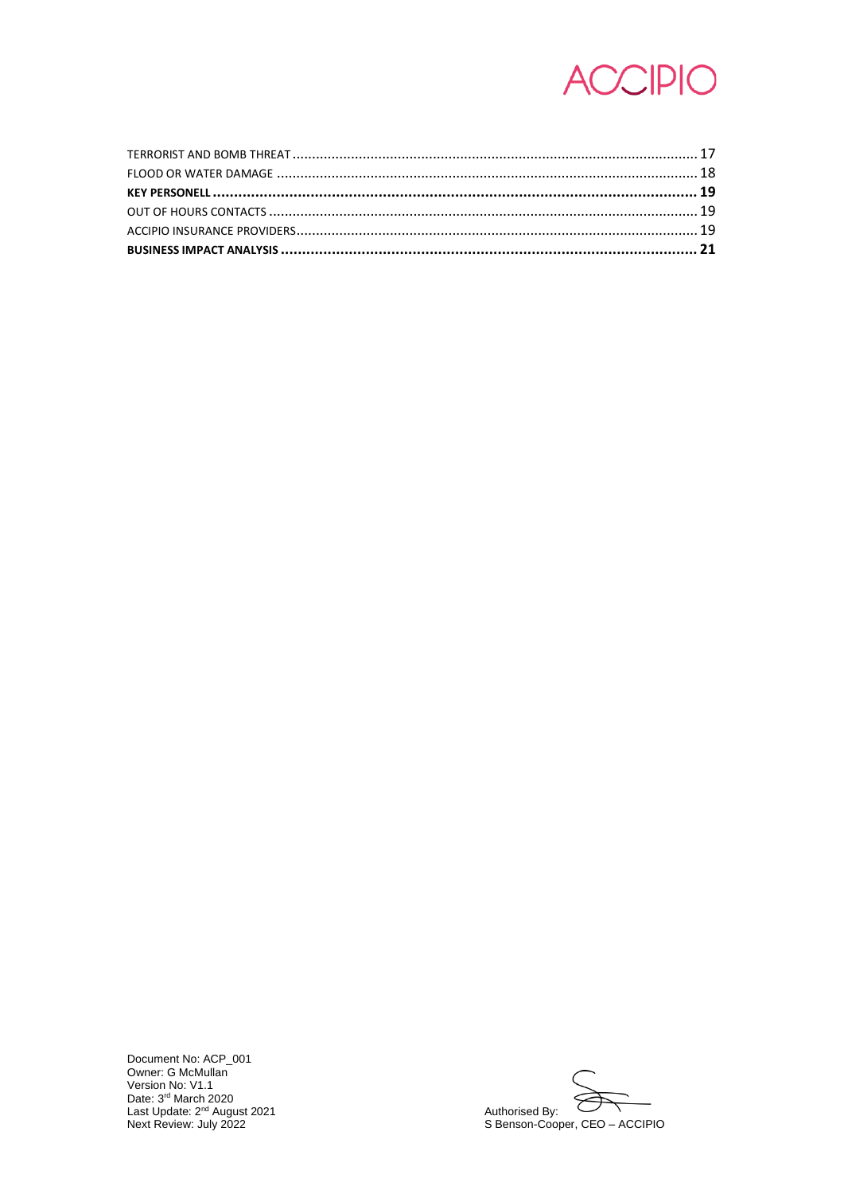TERROR IST AND BOMB THREAT ........ 17

FLOOD OR WATER DAMAGE ........ 18

**KEY PERSONELL ........ 19**

OUT OF HOURS CONTACTS ........ 19

ACCIPIO INSURANCE PROVIDERS ........ 19

**BUSINESS IMPACT ANALYSIS ........ 21**

Document No: ACP_001
Owner: G McMullan
Version No: V1.1
Date: 3rd March 2020
Last Update: 2nd August 2021
Next Review: July 2022

Authorised By:
S Benson-Cooper, CEO – ACCIPIO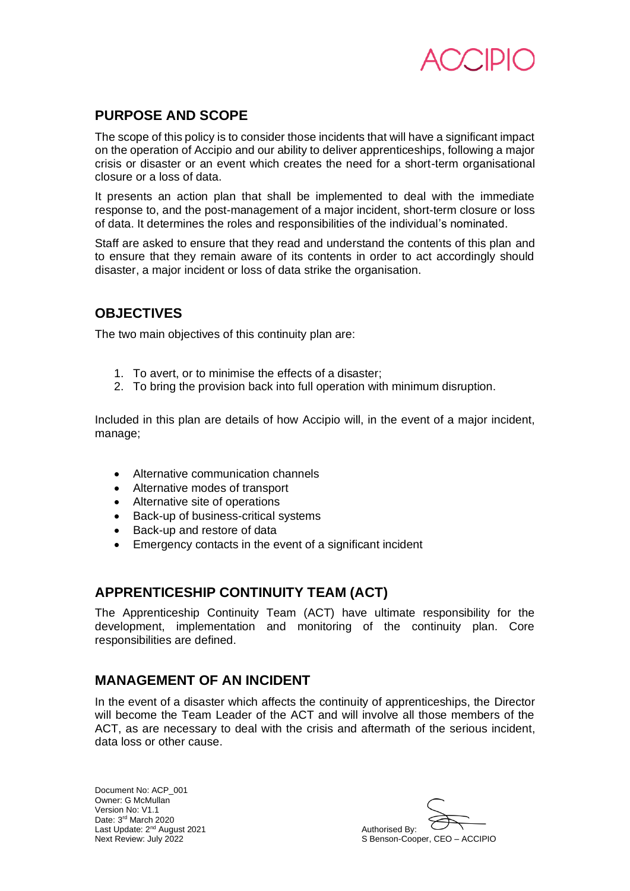## PURPOSE AND SCOPE

The scope of this policy is to consider those incidents that will have a significant impact on the operation of Accipio and our ability to deliver apprenticeships, following a major crisis or disaster or an event which creates the need for a short-term organisational closure or a loss of data.

It presents an action plan that shall be implemented to deal with the immediate response to, and the post-management of a major incident, short-term closure or loss of data. It determines the roles and responsibilities of the individual's nominated.

Staff are asked to ensure that they read and understand the contents of this plan and to ensure that they remain aware of its contents in order to act accordingly should disaster, a major incident or loss of data strike the organisation.

## OBJECTIVES

The two main objectives of this continuity plan are:

1. To avert, or to minimise the effects of a disaster;
2. To bring the provision back into full operation with minimum disruption.

Included in this plan are details of how Accipio will, in the event of a major incident, manage;

- Alternative communication channels
- Alternative modes of transport
- Alternative site of operations
- Back-up of business-critical systems
- Back-up and restore of data
- Emergency contacts in the event of a significant incident

## APPRENTICESHIP CONTINUITY TEAM (ACT)

The Apprenticeship Continuity Team (ACT) have ultimate responsibility for the development, implementation and monitoring of the continuity plan. Core responsibilities are defined.

## MANAGEMENT OF AN INCIDENT

In the event of a disaster which affects the continuity of apprenticeships, the Director will become the Team Leader of the ACT and will involve all those members of the ACT, as are necessary to deal with the crisis and aftermath of the serious incident, data loss or other cause.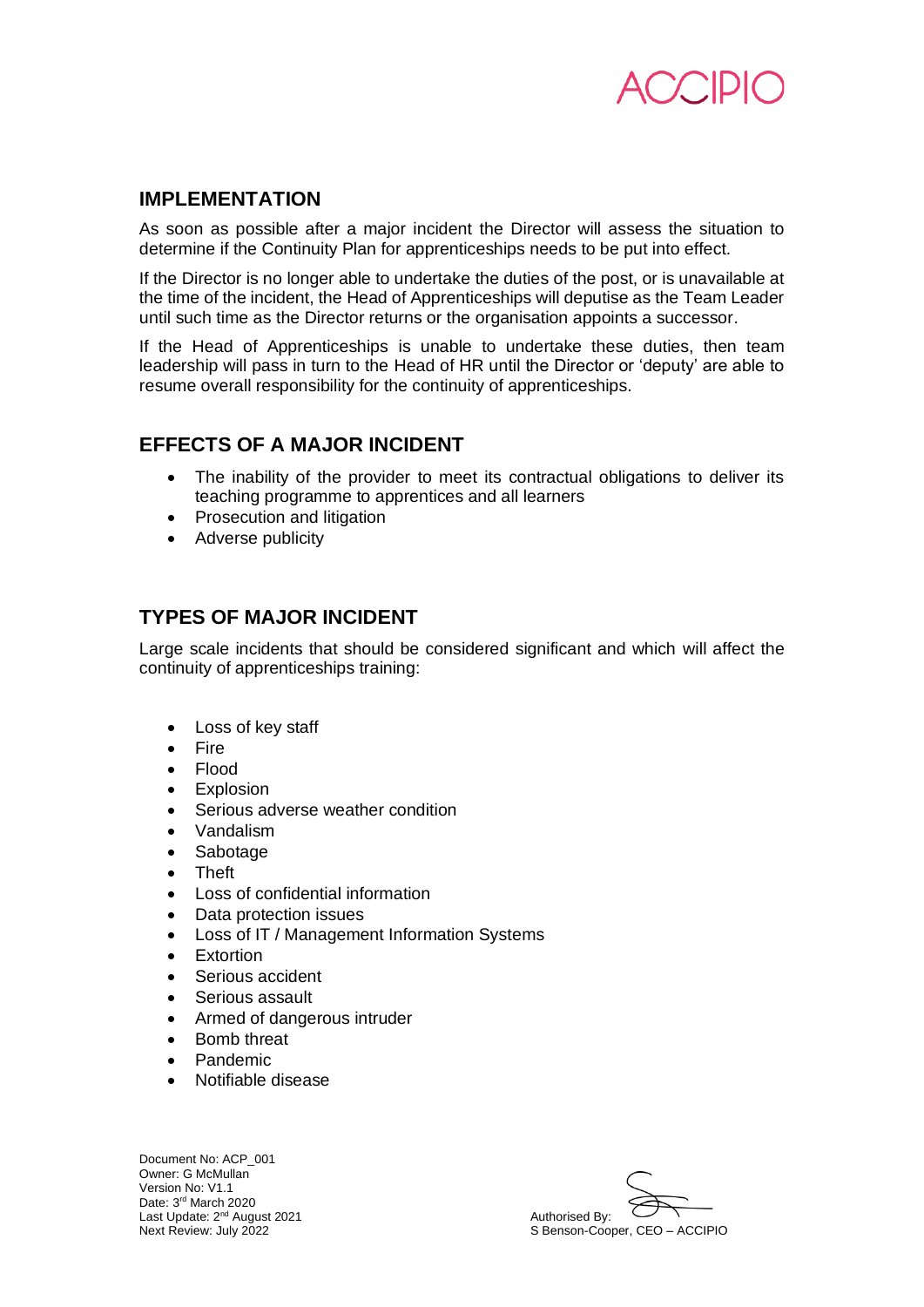## IMPLEMENTATION

As soon as possible after a major incident the Director will assess the situation to determine if the Continuity Plan for apprenticeships needs to be put into effect.

If the Director is no longer able to undertake the duties of the post, or is unavailable at the time of the incident, the Head of Apprenticeships will deputise as the Team Leader until such time as the Director returns or the organisation appoints a successor.

If the Head of Apprenticeships is unable to undertake these duties, then team leadership will pass in turn to the Head of HR until the Director or 'deputy' are able to resume overall responsibility for the continuity of apprenticeships.

## EFFECTS OF A MAJOR INCIDENT

- The inability of the provider to meet its contractual obligations to deliver its teaching programme to apprentices and all learners
- Prosecution and litigation
- Adverse publicity

## TYPES OF MAJOR INCIDENT

Large scale incidents that should be considered significant and which will affect the continuity of apprenticeships training:

- Loss of key staff
- Fire
- Flood
- Explosion
- Serious adverse weather condition
- Vandalism
- Sabotage
- Theft
- Loss of confidential information
- Data protection issues
- Loss of IT / Management Information Systems
- Extortion
- Serious accident
- Serious assault
- Armed of dangerous intruder
- Bomb threat
- Pandemic
- Notifiable disease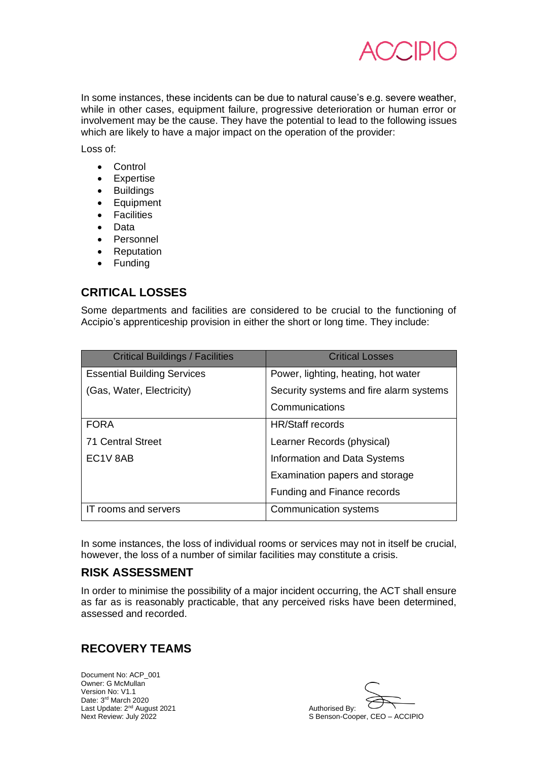In some instances, these incidents can be due to natural cause's e.g. severe weather, while in other cases, equipment failure, progressive deterioration or human error or involvement may be the cause. They have the potential to lead to the following issues which are likely to have a major impact on the operation of the provider:

Loss of:

- Control
- Expertise
- Buildings
- Equipment
- Facilities
- Data
- Personnel
- Reputation
- Funding

## CRITICAL LOSSES

Some departments and facilities are considered to be crucial to the functioning of Accipio's apprenticeship provision in either the short or long time. They include:

| Critical Buildings / Facilities | Critical Losses |
|---|---|
| Essential Building Services<br>(Gas, Water, Electricity) | Power, lighting, heating, hot water<br>Security systems and fire alarm systems<br>Communications |
| FORA<br>71 Central Street<br>EC1V 8AB | HR/Staff records<br>Learner Records (physical)<br>Information and Data Systems<br>Examination papers and storage<br>Funding and Finance records |
| IT rooms and servers | Communication systems |

In some instances, the loss of individual rooms or services may not in itself be crucial, however, the loss of a number of similar facilities may constitute a crisis.

## RISK ASSESSMENT

In order to minimise the possibility of a major incident occurring, the ACT shall ensure as far as is reasonably practicable, that any perceived risks have been determined, assessed and recorded.

## RECOVERY TEAMS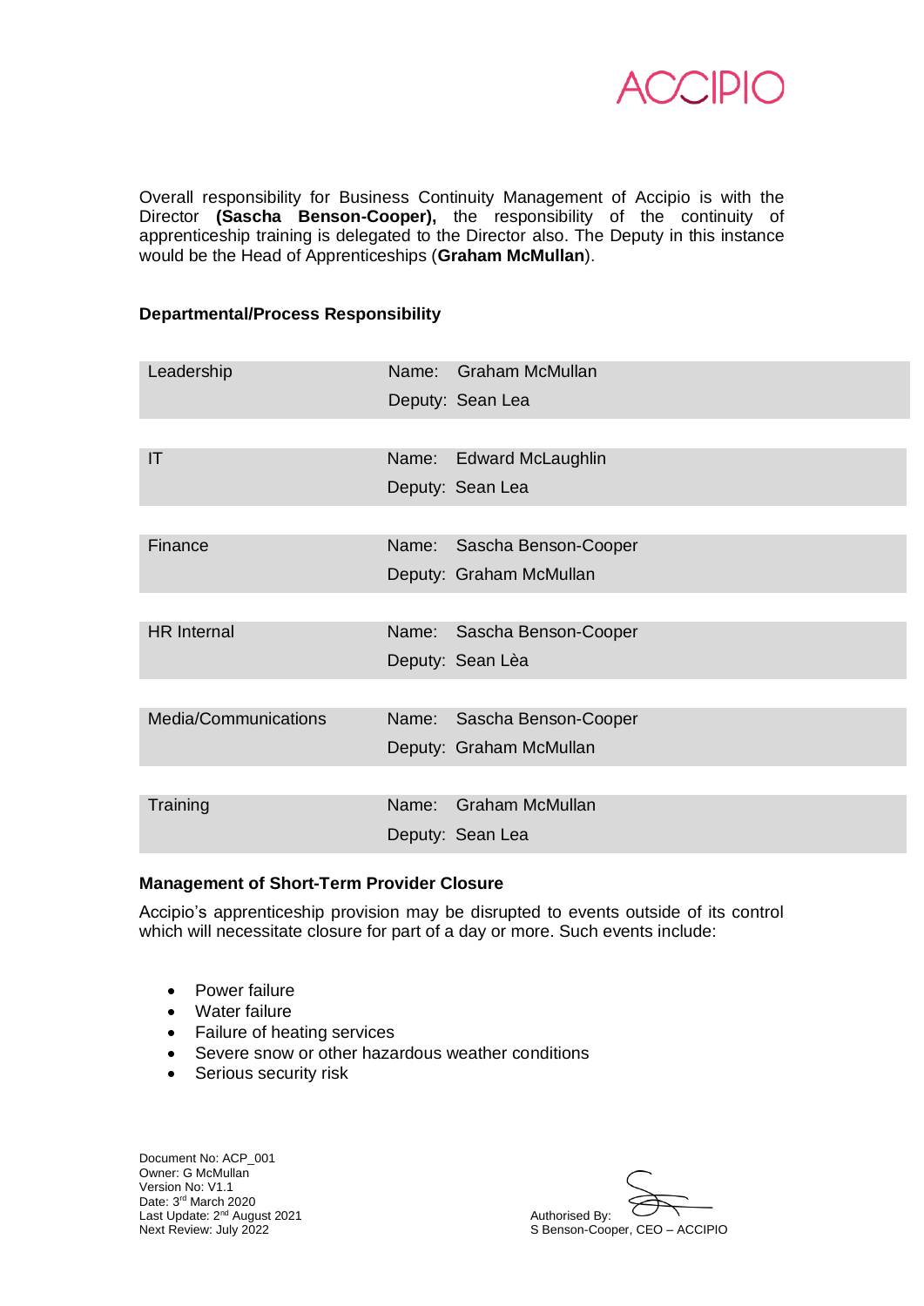Overall responsibility for Business Continuity Management of Accipio is with the Director **(Sascha Benson-Cooper),** the responsibility of the continuity of apprenticeship training is delegated to the Director also. The Deputy in this instance would be the Head of Apprenticeships (**Graham McMullan**).

### Departmental/Process Responsibility

| Department | Name / Deputy |
|---|---|
| Leadership | Name: Graham McMullan<br>Deputy: Sean Lea |
| IT | Name: Edward McLaughlin<br>Deputy: Sean Lea |
| Finance | Name: Sascha Benson-Cooper<br>Deputy: Graham McMullan |
| HR Internal | Name: Sascha Benson-Cooper<br>Deputy: Sean Lèa |
| Media/Communications | Name: Sascha Benson-Cooper<br>Deputy: Graham McMullan |
| Training | Name: Graham McMullan<br>Deputy: Sean Lea |

### Management of Short-Term Provider Closure

Accipio's apprenticeship provision may be disrupted to events outside of its control which will necessitate closure for part of a day or more. Such events include:

- Power failure
- Water failure
- Failure of heating services
- Severe snow or other hazardous weather conditions
- Serious security risk

Document No: ACP_001
Owner: G McMullan
Version No: V1.1
Date: 3rd March 2020
Last Update: 2nd August 2021
Next Review: July 2022

Authorised By:
S Benson-Cooper, CEO – ACCIPIO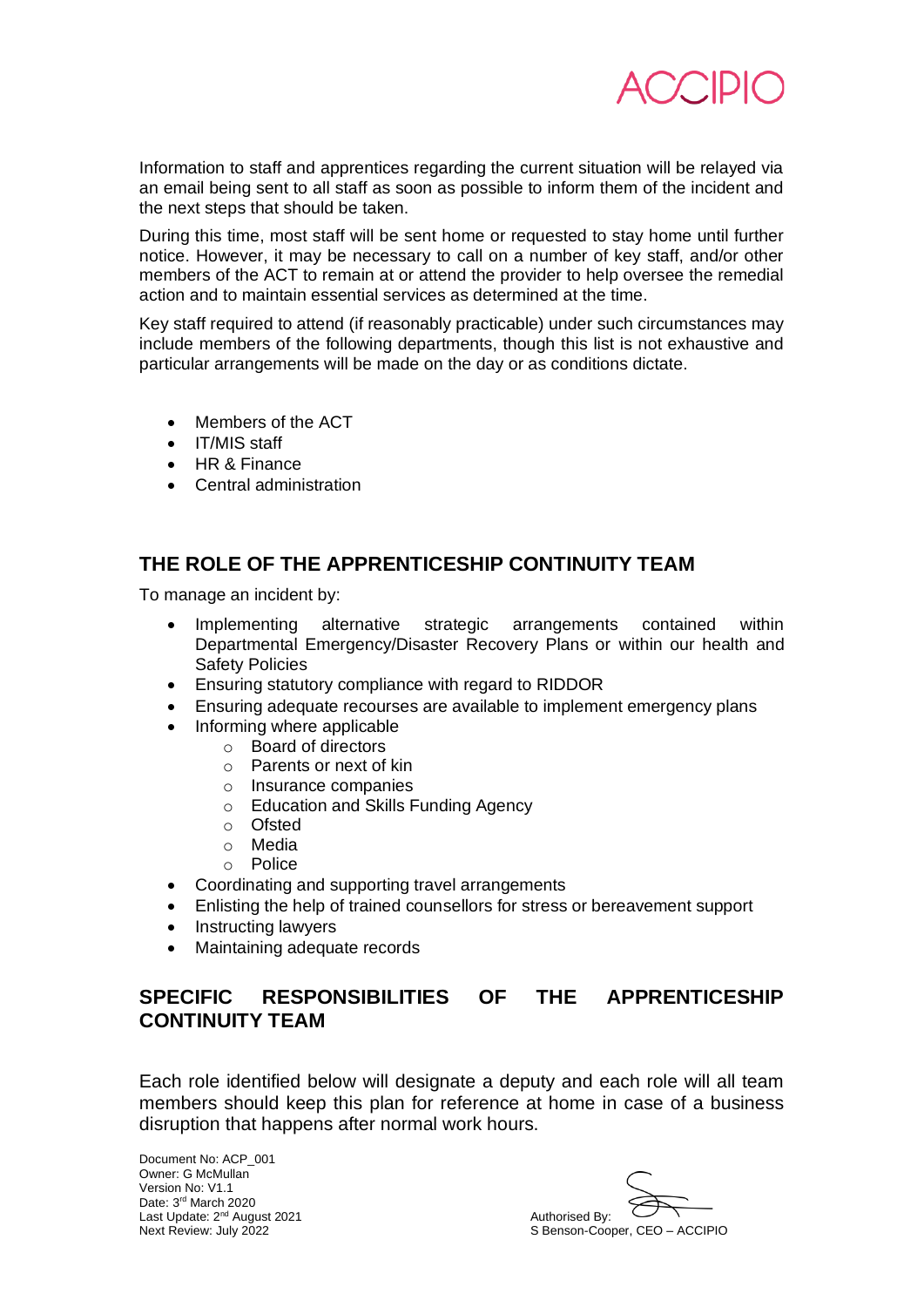Information to staff and apprentices regarding the current situation will be relayed via an email being sent to all staff as soon as possible to inform them of the incident and the next steps that should be taken.

During this time, most staff will be sent home or requested to stay home until further notice. However, it may be necessary to call on a number of key staff, and/or other members of the ACT to remain at or attend the provider to help oversee the remedial action and to maintain essential services as determined at the time.

Key staff required to attend (if reasonably practicable) under such circumstances may include members of the following departments, though this list is not exhaustive and particular arrangements will be made on the day or as conditions dictate.

- Members of the ACT
- IT/MIS staff
- HR & Finance
- Central administration

## THE ROLE OF THE APPRENTICESHIP CONTINUITY TEAM

To manage an incident by:

- Implementing alternative strategic arrangements contained within Departmental Emergency/Disaster Recovery Plans or within our health and Safety Policies
- Ensuring statutory compliance with regard to RIDDOR
- Ensuring adequate recourses are available to implement emergency plans
- Informing where applicable
    - Board of directors
    - Parents or next of kin
    - Insurance companies
    - Education and Skills Funding Agency
    - Ofsted
    - Media
    - Police
- Coordinating and supporting travel arrangements
- Enlisting the help of trained counsellors for stress or bereavement support
- Instructing lawyers
- Maintaining adequate records

## SPECIFIC RESPONSIBILITIES OF THE APPRENTICESHIP CONTINUITY TEAM

Each role identified below will designate a deputy and each role will all team members should keep this plan for reference at home in case of a business disruption that happens after normal work hours.

Document No: ACP_001
Owner: G McMullan
Version No: V1.1
Date: 3rd March 2020
Last Update: 2nd August 2021
Next Review: July 2022

Authorised By:
S Benson-Cooper, CEO – ACCIPIO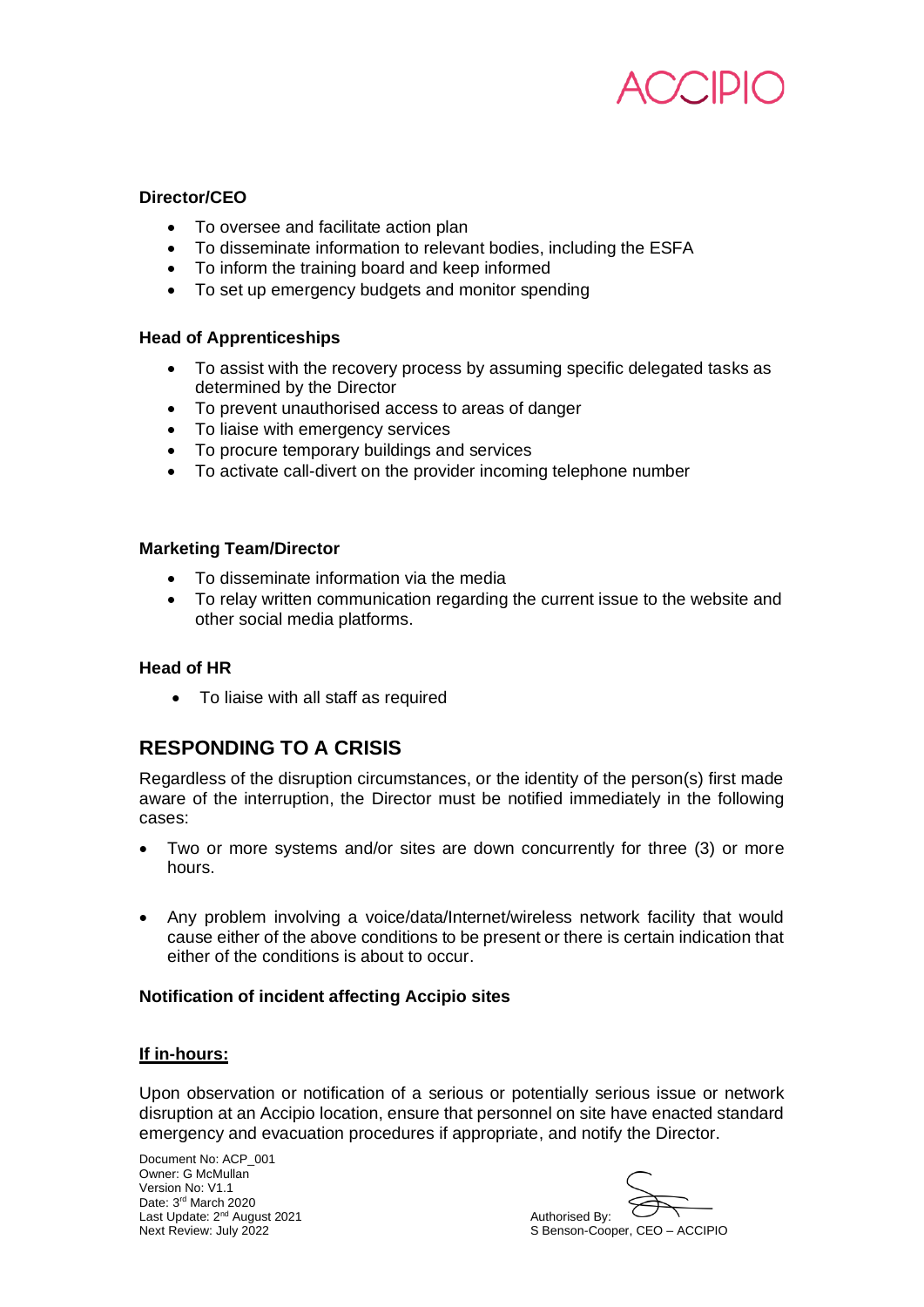**Director/CEO**

- To oversee and facilitate action plan
- To disseminate information to relevant bodies, including the ESFA
- To inform the training board and keep informed
- To set up emergency budgets and monitor spending

**Head of Apprenticeships**

- To assist with the recovery process by assuming specific delegated tasks as determined by the Director
- To prevent unauthorised access to areas of danger
- To liaise with emergency services
- To procure temporary buildings and services
- To activate call-divert on the provider incoming telephone number

**Marketing Team/Director**

- To disseminate information via the media
- To relay written communication regarding the current issue to the website and other social media platforms.

**Head of HR**

- To liaise with all staff as required

## RESPONDING TO A CRISIS

Regardless of the disruption circumstances, or the identity of the person(s) first made aware of the interruption, the Director must be notified immediately in the following cases:

- Two or more systems and/or sites are down concurrently for three (3) or more hours.
- Any problem involving a voice/data/Internet/wireless network facility that would cause either of the above conditions to be present or there is certain indication that either of the conditions is about to occur.

**Notification of incident affecting Accipio sites**

**If in-hours:**

Upon observation or notification of a serious or potentially serious issue or network disruption at an Accipio location, ensure that personnel on site have enacted standard emergency and evacuation procedures if appropriate, and notify the Director.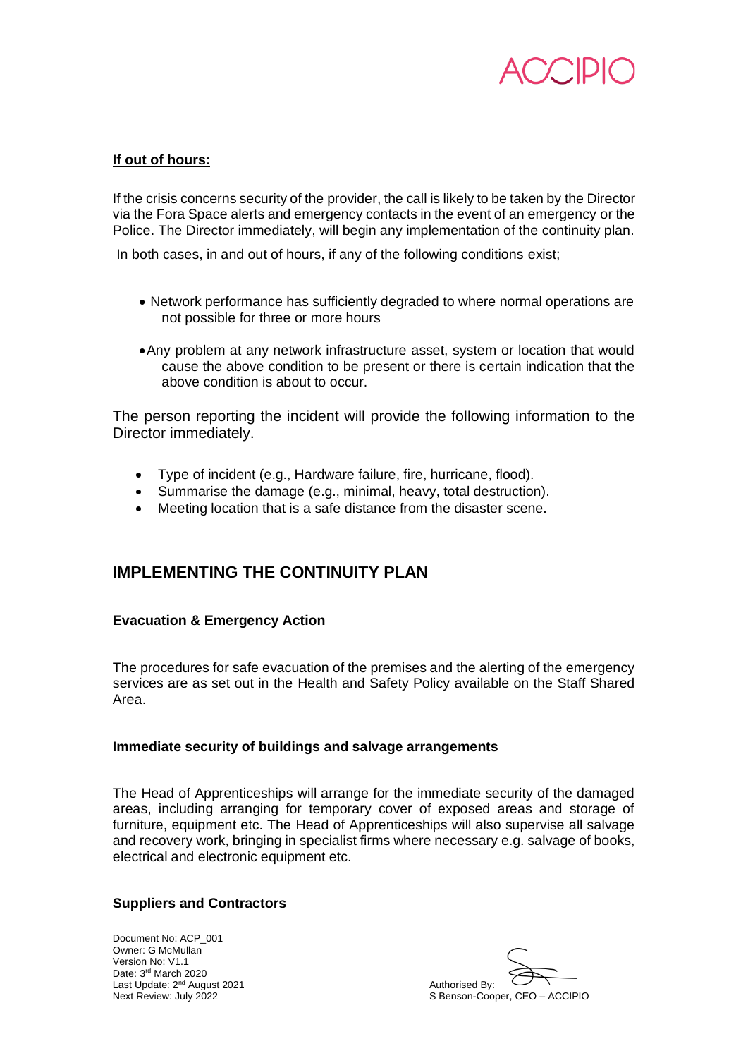**If out of hours:**

If the crisis concerns security of the provider, the call is likely to be taken by the Director via the Fora Space alerts and emergency contacts in the event of an emergency or the Police. The Director immediately, will begin any implementation of the continuity plan.

In both cases, in and out of hours, if any of the following conditions exist;

- Network performance has sufficiently degraded to where normal operations are not possible for three or more hours
- Any problem at any network infrastructure asset, system or location that would cause the above condition to be present or there is certain indication that the above condition is about to occur.

The person reporting the incident will provide the following information to the Director immediately.

- Type of incident (e.g., Hardware failure, fire, hurricane, flood).
- Summarise the damage (e.g., minimal, heavy, total destruction).
- Meeting location that is a safe distance from the disaster scene.

## IMPLEMENTING THE CONTINUITY PLAN

### Evacuation & Emergency Action

The procedures for safe evacuation of the premises and the alerting of the emergency services are as set out in the Health and Safety Policy available on the Staff Shared Area.

### Immediate security of buildings and salvage arrangements

The Head of Apprenticeships will arrange for the immediate security of the damaged areas, including arranging for temporary cover of exposed areas and storage of furniture, equipment etc. The Head of Apprenticeships will also supervise all salvage and recovery work, bringing in specialist firms where necessary e.g. salvage of books, electrical and electronic equipment etc.

### Suppliers and Contractors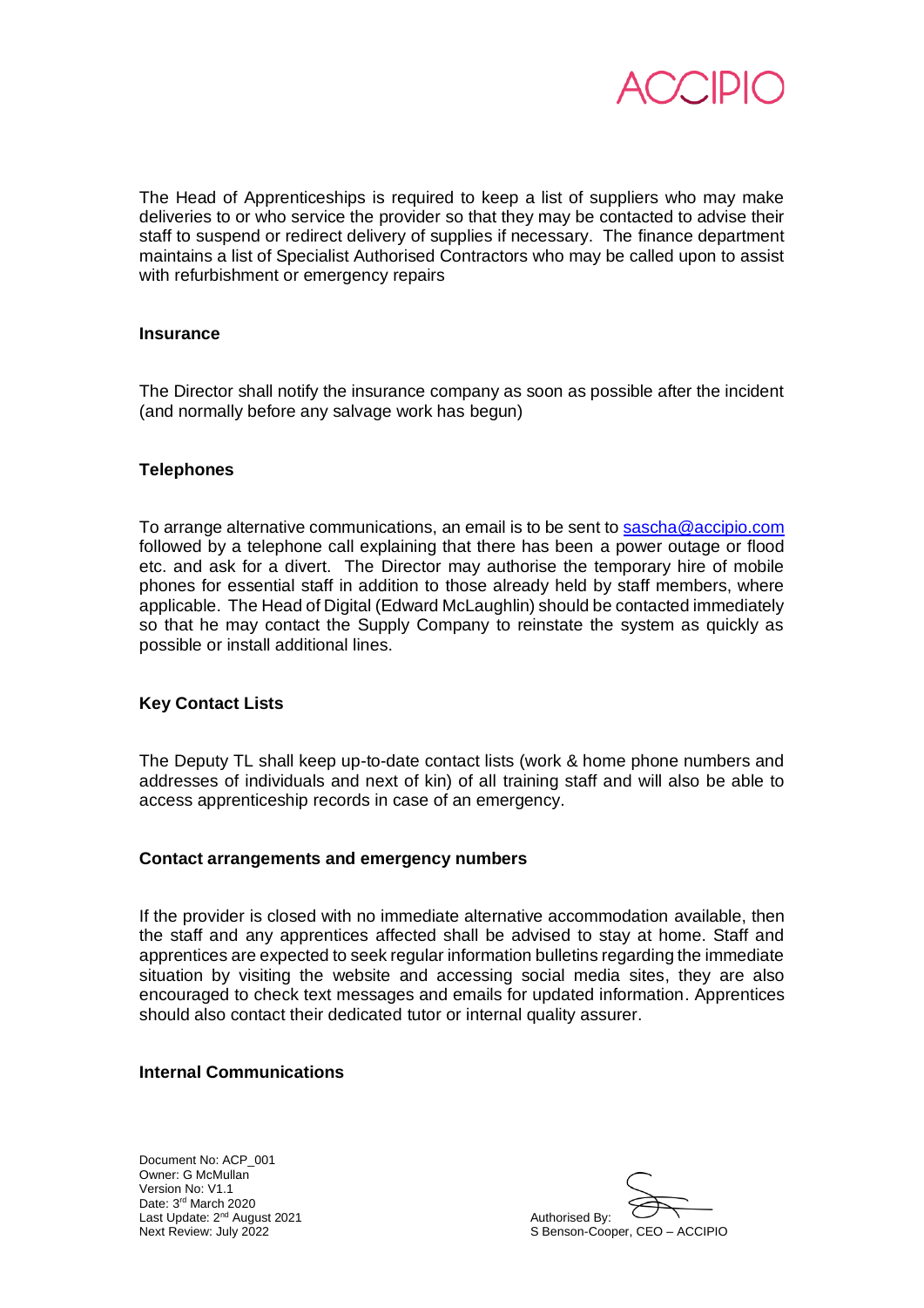The Head of Apprenticeships is required to keep a list of suppliers who may make deliveries to or who service the provider so that they may be contacted to advise their staff to suspend or redirect delivery of supplies if necessary. The finance department maintains a list of Specialist Authorised Contractors who may be called upon to assist with refurbishment or emergency repairs

**Insurance**

The Director shall notify the insurance company as soon as possible after the incident (and normally before any salvage work has begun)

**Telephones**

To arrange alternative communications, an email is to be sent to sascha@accipio.com followed by a telephone call explaining that there has been a power outage or flood etc. and ask for a divert. The Director may authorise the temporary hire of mobile phones for essential staff in addition to those already held by staff members, where applicable. The Head of Digital (Edward McLaughlin) should be contacted immediately so that he may contact the Supply Company to reinstate the system as quickly as possible or install additional lines.

**Key Contact Lists**

The Deputy TL shall keep up-to-date contact lists (work & home phone numbers and addresses of individuals and next of kin) of all training staff and will also be able to access apprenticeship records in case of an emergency.

**Contact arrangements and emergency numbers**

If the provider is closed with no immediate alternative accommodation available, then the staff and any apprentices affected shall be advised to stay at home. Staff and apprentices are expected to seek regular information bulletins regarding the immediate situation by visiting the website and accessing social media sites, they are also encouraged to check text messages and emails for updated information. Apprentices should also contact their dedicated tutor or internal quality assurer.

**Internal Communications**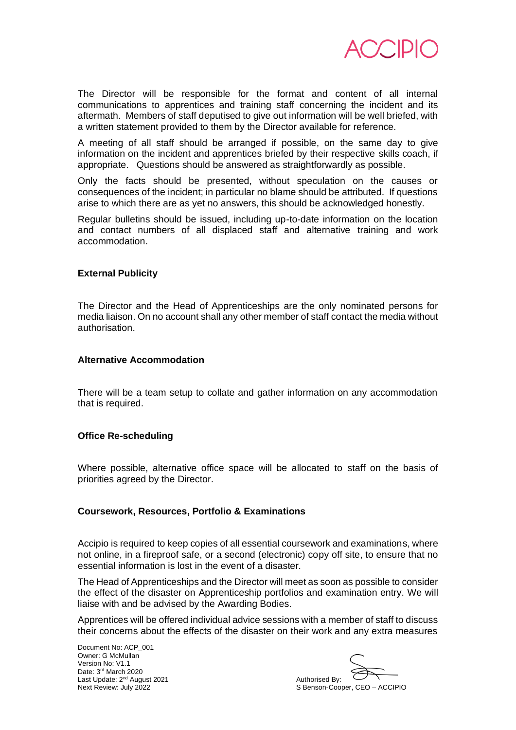The Director will be responsible for the format and content of all internal communications to apprentices and training staff concerning the incident and its aftermath. Members of staff deputised to give out information will be well briefed, with a written statement provided to them by the Director available for reference.

A meeting of all staff should be arranged if possible, on the same day to give information on the incident and apprentices briefed by their respective skills coach, if appropriate. Questions should be answered as straightforwardly as possible.

Only the facts should be presented, without speculation on the causes or consequences of the incident; in particular no blame should be attributed. If questions arise to which there are as yet no answers, this should be acknowledged honestly.

Regular bulletins should be issued, including up-to-date information on the location and contact numbers of all displaced staff and alternative training and work accommodation.

**External Publicity**

The Director and the Head of Apprenticeships are the only nominated persons for media liaison. On no account shall any other member of staff contact the media without authorisation.

**Alternative Accommodation**

There will be a team setup to collate and gather information on any accommodation that is required.

**Office Re-scheduling**

Where possible, alternative office space will be allocated to staff on the basis of priorities agreed by the Director.

**Coursework, Resources, Portfolio & Examinations**

Accipio is required to keep copies of all essential coursework and examinations, where not online, in a fireproof safe, or a second (electronic) copy off site, to ensure that no essential information is lost in the event of a disaster.

The Head of Apprenticeships and the Director will meet as soon as possible to consider the effect of the disaster on Apprenticeship portfolios and examination entry. We will liaise with and be advised by the Awarding Bodies.

Apprentices will be offered individual advice sessions with a member of staff to discuss their concerns about the effects of the disaster on their work and any extra measures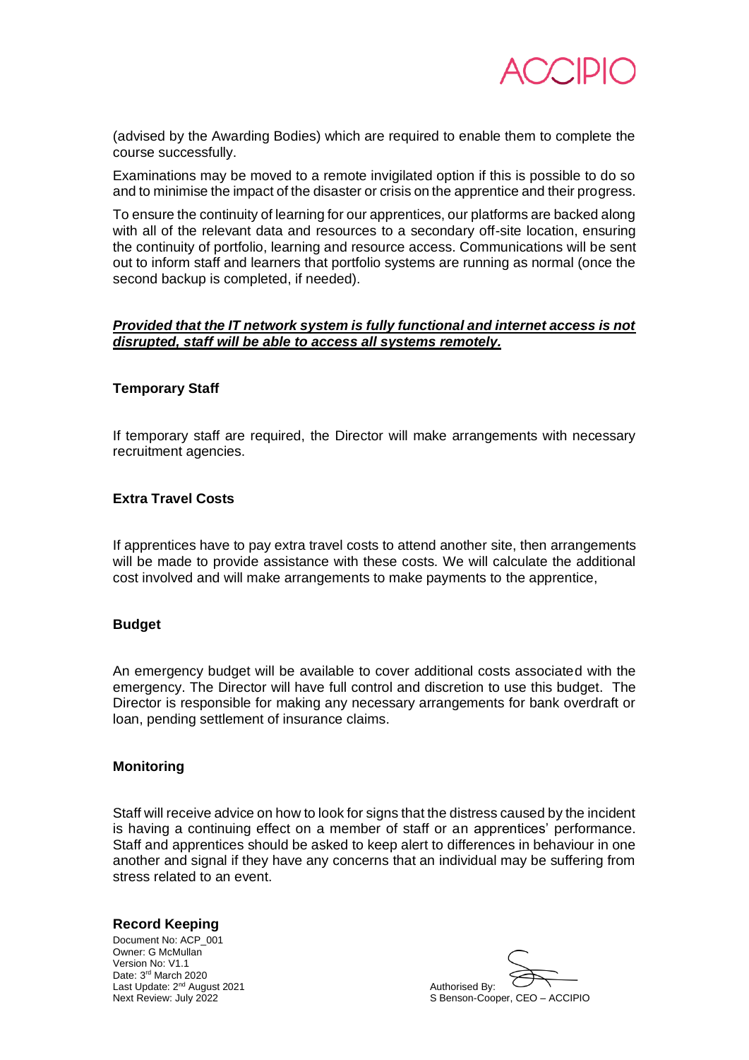(advised by the Awarding Bodies) which are required to enable them to complete the course successfully.

Examinations may be moved to a remote invigilated option if this is possible to do so and to minimise the impact of the disaster or crisis on the apprentice and their progress.

To ensure the continuity of learning for our apprentices, our platforms are backed along with all of the relevant data and resources to a secondary off-site location, ensuring the continuity of portfolio, learning and resource access. Communications will be sent out to inform staff and learners that portfolio systems are running as normal (once the second backup is completed, if needed).

***Provided that the IT network system is fully functional and internet access is not disrupted, staff will be able to access all systems remotely.***

**Temporary Staff**

If temporary staff are required, the Director will make arrangements with necessary recruitment agencies.

**Extra Travel Costs**

If apprentices have to pay extra travel costs to attend another site, then arrangements will be made to provide assistance with these costs. We will calculate the additional cost involved and will make arrangements to make payments to the apprentice,

**Budget**

An emergency budget will be available to cover additional costs associated with the emergency. The Director will have full control and discretion to use this budget. The Director is responsible for making any necessary arrangements for bank overdraft or loan, pending settlement of insurance claims.

**Monitoring**

Staff will receive advice on how to look for signs that the distress caused by the incident is having a continuing effect on a member of staff or an apprentices' performance. Staff and apprentices should be asked to keep alert to differences in behaviour in one another and signal if they have any concerns that an individual may be suffering from stress related to an event.

**Record Keeping**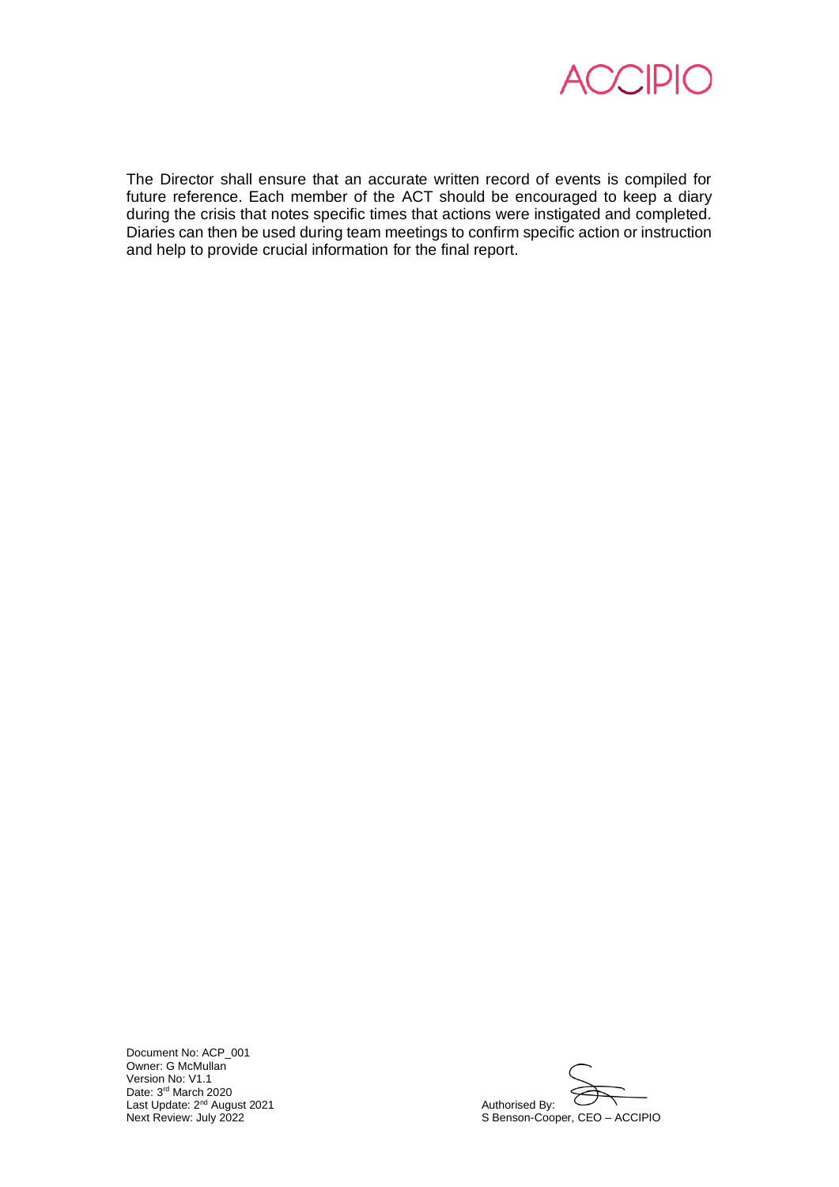The Director shall ensure that an accurate written record of events is compiled for future reference. Each member of the ACT should be encouraged to keep a diary during the crisis that notes specific times that actions were instigated and completed. Diaries can then be used during team meetings to confirm specific action or instruction and help to provide crucial information for the final report.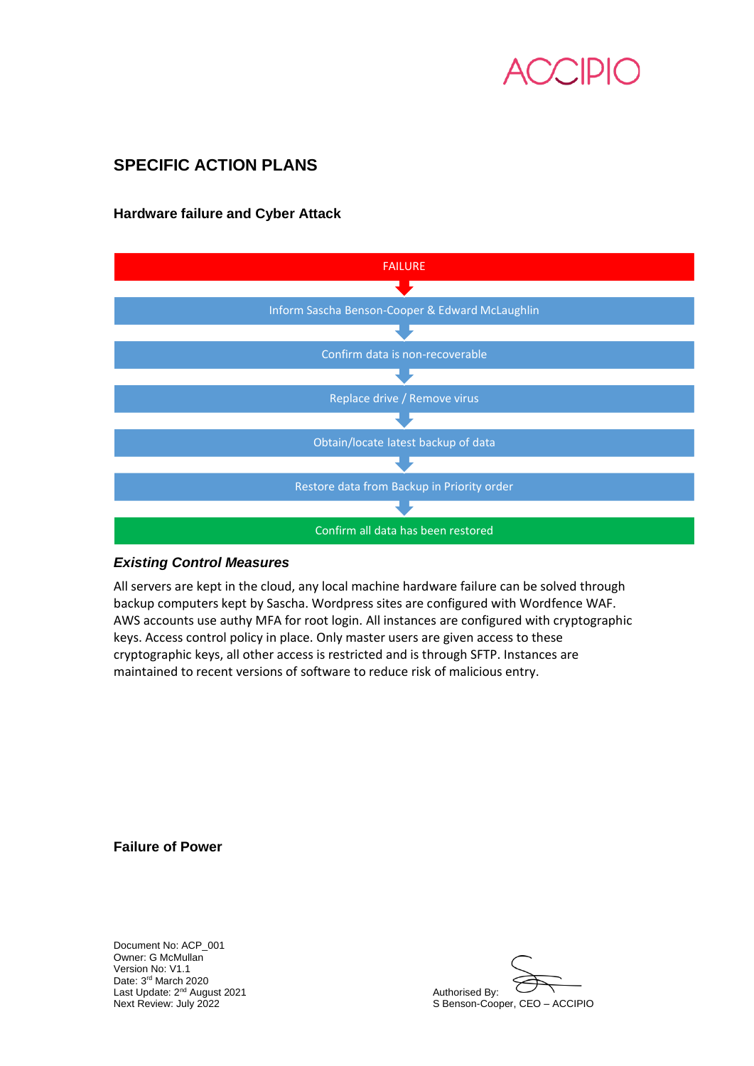## SPECIFIC ACTION PLANS

### Hardware failure and Cyber Attack

FAILURE

↓

Inform Sascha Benson-Cooper & Edward McLaughlin

↓

Confirm data is non-recoverable

↓

Replace drive / Remove virus

↓

Obtain/locate latest backup of data

↓

Restore data from Backup in Priority order

↓

Confirm all data has been restored

***Existing Control Measures***

All servers are kept in the cloud, any local machine hardware failure can be solved through backup computers kept by Sascha. Wordpress sites are configured with Wordfence WAF. AWS accounts use authy MFA for root login. All instances are configured with cryptographic keys. Access control policy in place. Only master users are given access to these cryptographic keys, all other access is restricted and is through SFTP. Instances are maintained to recent versions of software to reduce risk of malicious entry.

### Failure of Power

Document No: ACP_001
Owner: G McMullan
Version No: V1.1
Date: 3rd March 2020
Last Update: 2nd August 2021
Next Review: July 2022

Authorised By:
S Benson-Cooper, CEO – ACCIPIO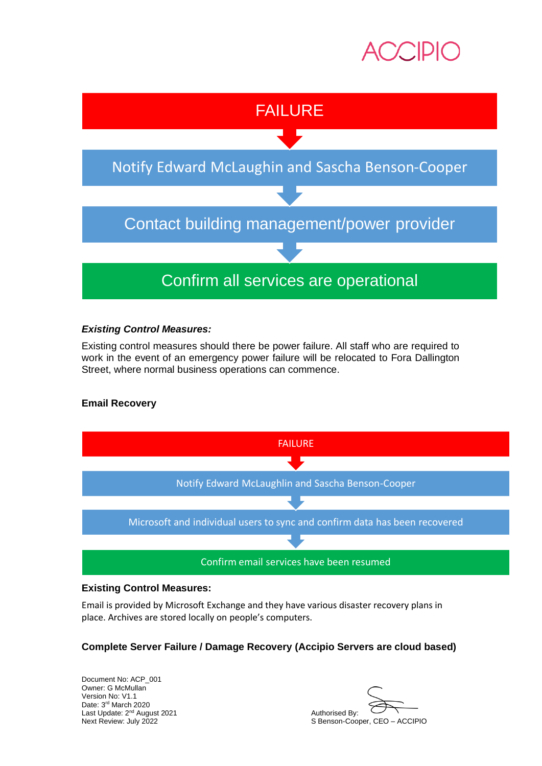FAILURE

↓

Notify Edward McLaughin and Sascha Benson-Cooper

↓

Contact building management/power provider

↓

Confirm all services are operational

***Existing Control Measures:***

Existing control measures should there be power failure. All staff who are required to work in the event of an emergency power failure will be relocated to Fora Dallington Street, where normal business operations can commence.

**Email Recovery**

FAILURE

↓

Notify Edward McLaughlin and Sascha Benson-Cooper

↓

Microsoft and individual users to sync and confirm data has been recovered

↓

Confirm email services have been resumed

**Existing Control Measures:**

Email is provided by Microsoft Exchange and they have various disaster recovery plans in place. Archives are stored locally on people's computers.

**Complete Server Failure / Damage Recovery (Accipio Servers are cloud based)**

Document No: ACP_001
Owner: G McMullan
Version No: V1.1
Date: 3rd March 2020
Last Update: 2nd August 2021
Next Review: July 2022

Authorised By:
S Benson-Cooper, CEO – ACCIPIO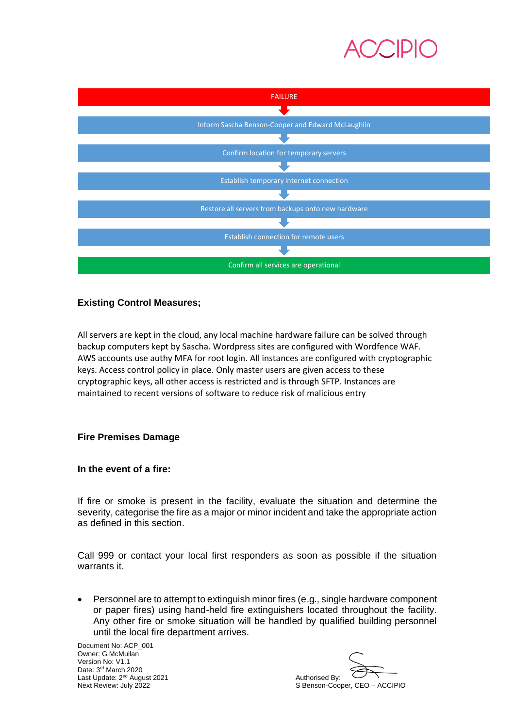FAILURE

↓

Inform Sascha Benson-Cooper and Edward McLaughlin

↓

Confirm location for temporary servers

↓

Establish temporary internet connection

↓

Restore all servers from backups onto new hardware

↓

Establish connection for remote users

↓

Confirm all services are operational

**Existing Control Measures;**

All servers are kept in the cloud, any local machine hardware failure can be solved through backup computers kept by Sascha. Wordpress sites are configured with Wordfence WAF. AWS accounts use authy MFA for root login. All instances are configured with cryptographic keys. Access control policy in place. Only master users are given access to these cryptographic keys, all other access is restricted and is through SFTP. Instances are maintained to recent versions of software to reduce risk of malicious entry

**Fire Premises Damage**

**In the event of a fire:**

If fire or smoke is present in the facility, evaluate the situation and determine the severity, categorise the fire as a major or minor incident and take the appropriate action as defined in this section.

Call 999 or contact your local first responders as soon as possible if the situation warrants it.

- Personnel are to attempt to extinguish minor fires (e.g., single hardware component or paper fires) using hand-held fire extinguishers located throughout the facility. Any other fire or smoke situation will be handled by qualified building personnel until the local fire department arrives.

Document No: ACP_001
Owner: G McMullan
Version No: V1.1
Date: 3rd March 2020
Last Update: 2nd August 2021
Next Review: July 2022

Authorised By:
S Benson-Cooper, CEO – ACCIPIO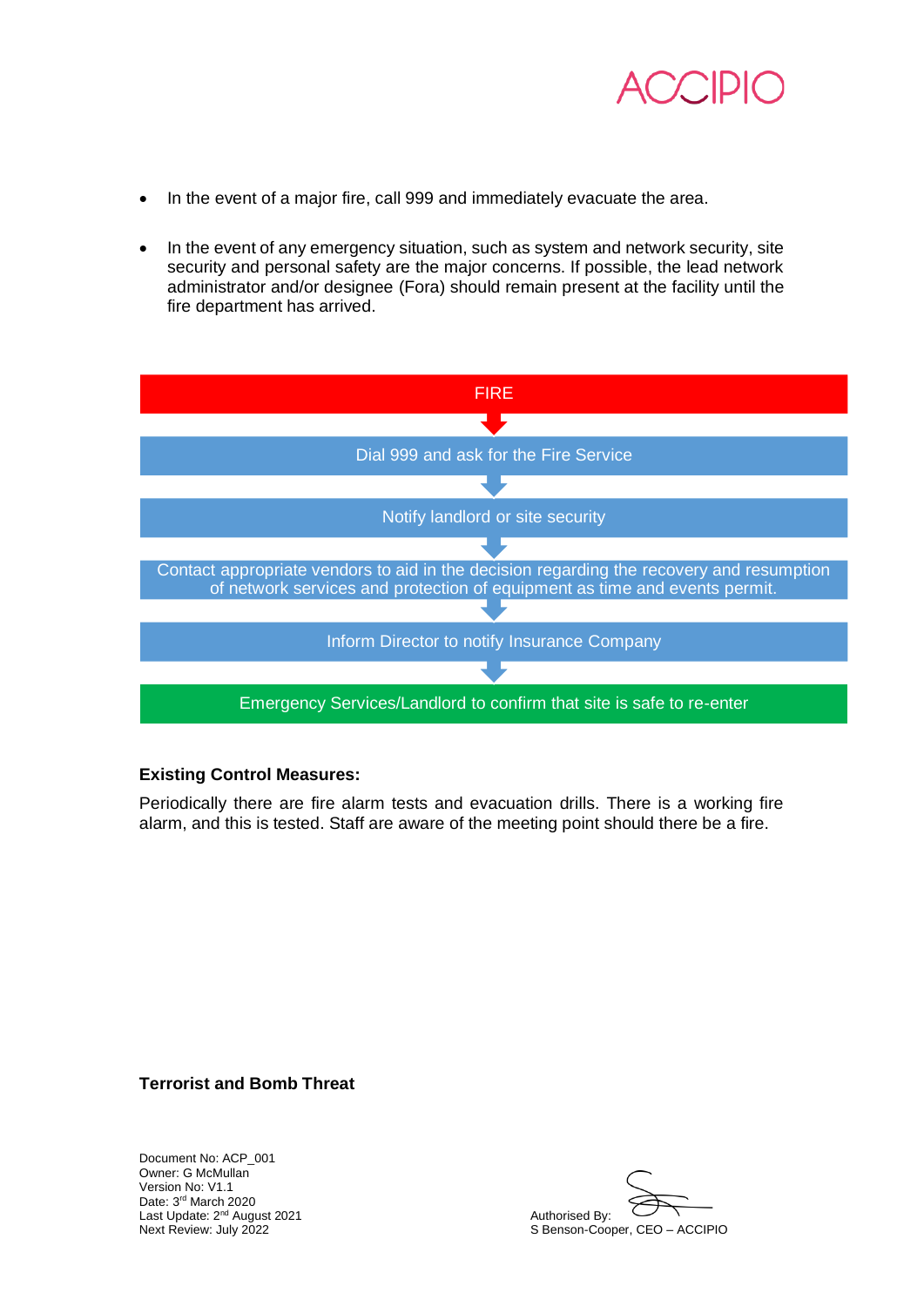- In the event of a major fire, call 999 and immediately evacuate the area.

- In the event of any emergency situation, such as system and network security, site security and personal safety are the major concerns. If possible, the lead network administrator and/or designee (Fora) should remain present at the facility until the fire department has arrived.

FIRE

↓

Dial 999 and ask for the Fire Service

↓

Notify landlord or site security

↓

Contact appropriate vendors to aid in the decision regarding the recovery and resumption of network services and protection of equipment as time and events permit.

↓

Inform Director to notify Insurance Company

↓

Emergency Services/Landlord to confirm that site is safe to re-enter

**Existing Control Measures:**

Periodically there are fire alarm tests and evacuation drills. There is a working fire alarm, and this is tested. Staff are aware of the meeting point should there be a fire.

**Terrorist and Bomb Threat**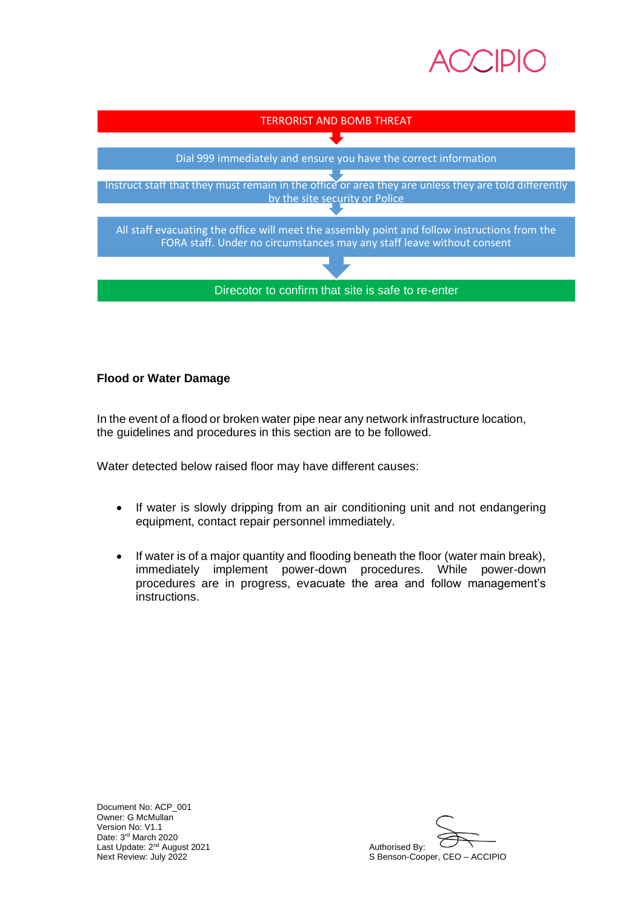TERRORIST AND BOMB THREAT

↓

Dial 999 immediately and ensure you have the correct information

↓

Instruct staff that they must remain in the office or area they are unless they are told differently by the site security or Police

↓

All staff evacuating the office will meet the assembly point and follow instructions from the FORA staff. Under no circumstances may any staff leave without consent

↓

Direcotor to confirm that site is safe to re-enter

**Flood or Water Damage**

In the event of a flood or broken water pipe near any network infrastructure location, the guidelines and procedures in this section are to be followed.

Water detected below raised floor may have different causes:

- If water is slowly dripping from an air conditioning unit and not endangering equipment, contact repair personnel immediately.
- If water is of a major quantity and flooding beneath the floor (water main break), immediately implement power-down procedures. While power-down procedures are in progress, evacuate the area and follow management's instructions.

Document No: ACP_001
Owner: G McMullan
Version No: V1.1
Date: 3rd March 2020
Last Update: 2nd August 2021
Next Review: July 2022

Authorised By:
S Benson-Cooper, CEO – ACCIPIO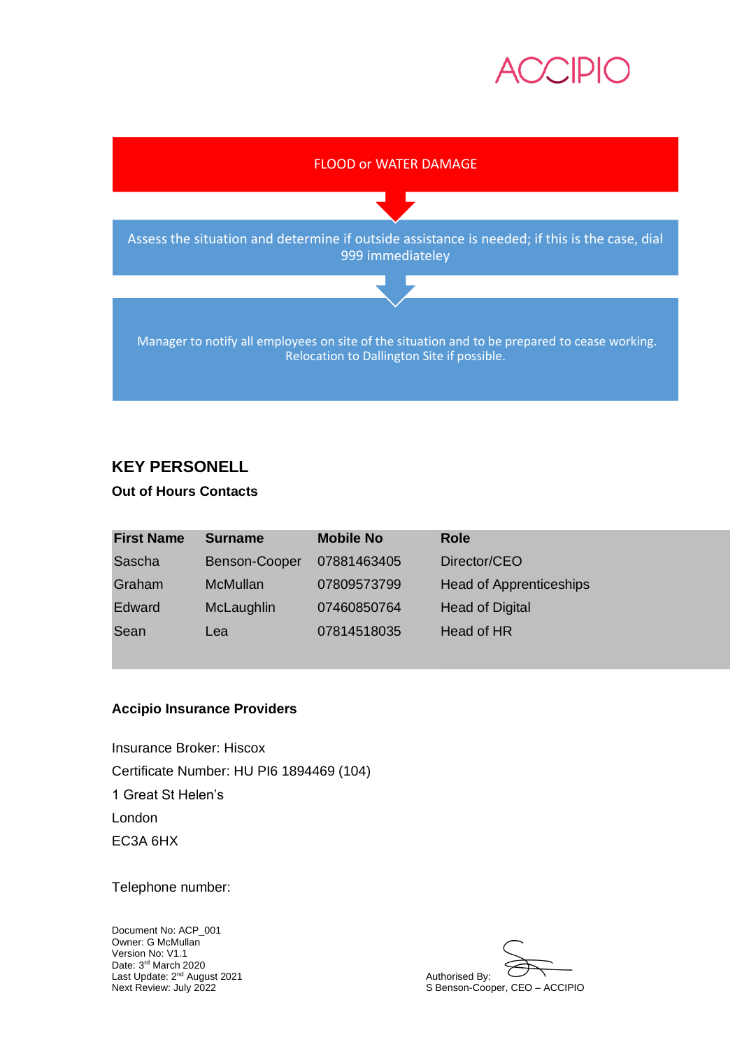FLOOD or WATER DAMAGE

Assess the situation and determine if outside assistance is needed; if this is the case, dial 999 immediateley

Manager to notify all employees on site of the situation and to be prepared to cease working. Relocation to Dallington Site if possible.

## KEY PERSONELL

**Out of Hours Contacts**

| First Name | Surname | Mobile No | Role |
|---|---|---|---|
| Sascha | Benson-Cooper | 07881463405 | Director/CEO |
| Graham | McMullan | 07809573799 | Head of Apprenticeships |
| Edward | McLaughlin | 07460850764 | Head of Digital |
| Sean | Lea | 07814518035 | Head of HR |

**Accipio Insurance Providers**

Insurance Broker: Hiscox

Certificate Number: HU PI6 1894469 (104)

1 Great St Helen's

London

EC3A 6HX

Telephone number:

Document No: ACP_001
Owner: G McMullan
Version No: V1.1
Date: 3rd March 2020
Last Update: 2nd August 2021
Next Review: July 2022

Authorised By:
S Benson-Cooper, CEO – ACCIPIO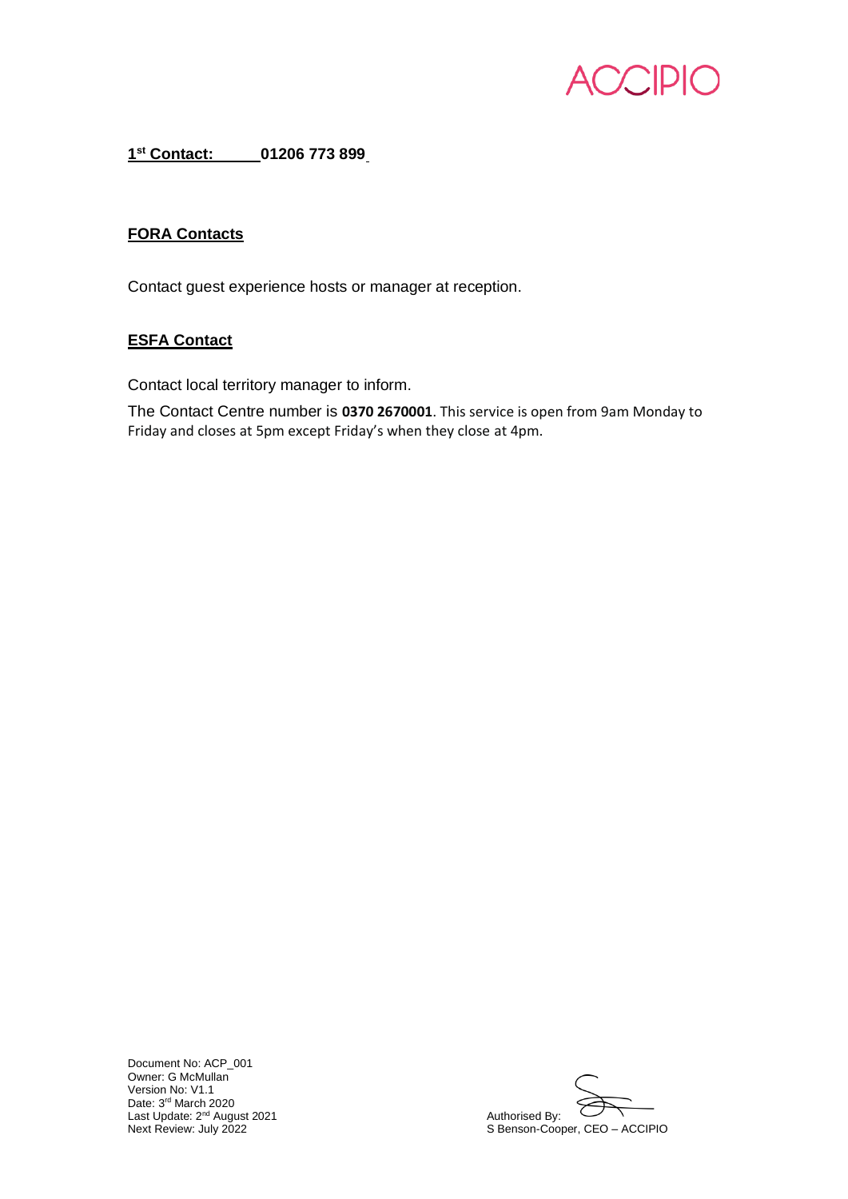**1st Contact: 01206 773 899**

**FORA Contacts**

Contact guest experience hosts or manager at reception.

**ESFA Contact**

Contact local territory manager to inform.

The Contact Centre number is **0370 2670001**. This service is open from 9am Monday to Friday and closes at 5pm except Friday's when they close at 4pm.

Document No: ACP_001
Owner: G McMullan
Version No: V1.1
Date: 3rd March 2020
Last Update: 2nd August 2021
Next Review: July 2022

Authorised By:
S Benson-Cooper, CEO – ACCIPIO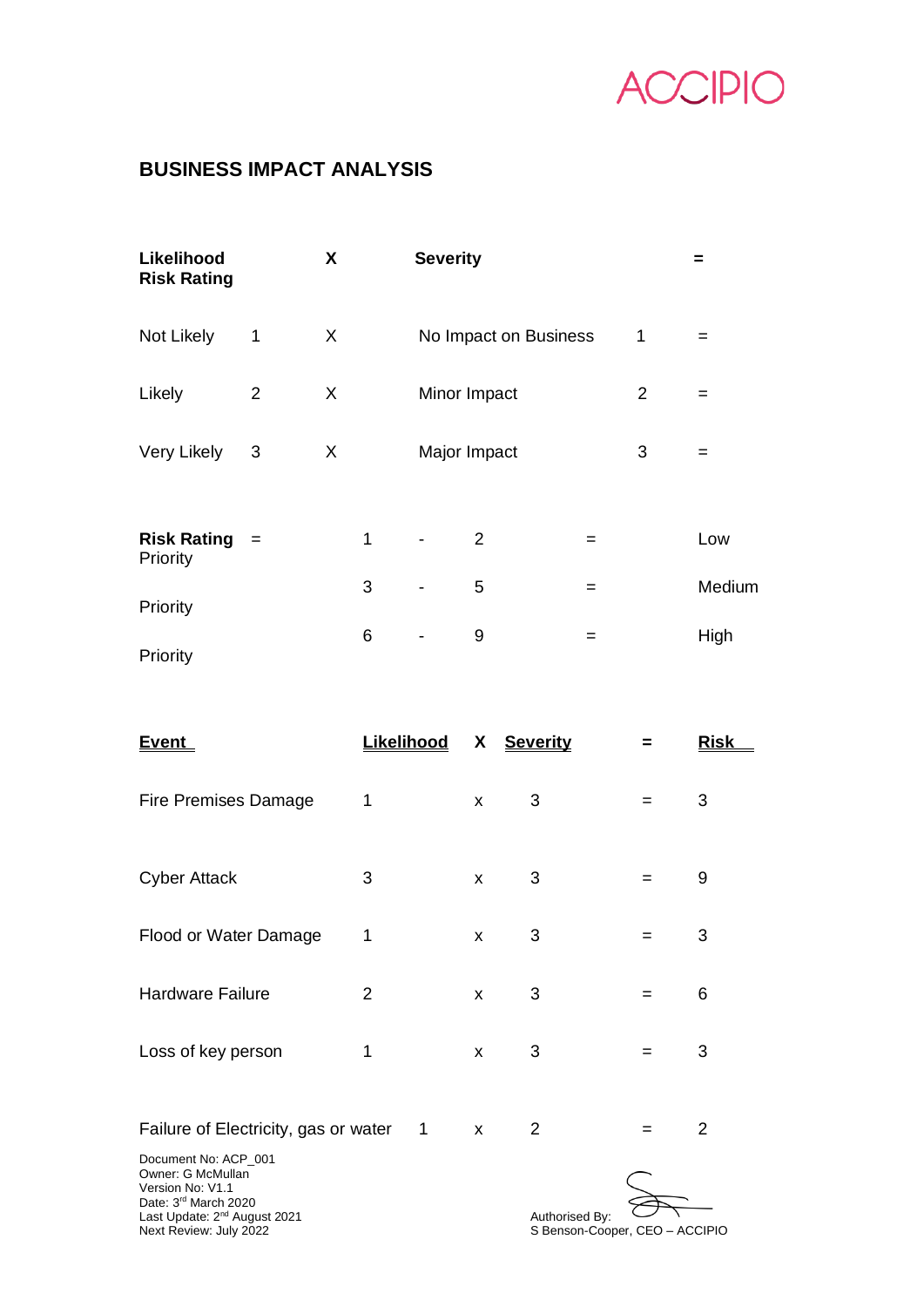ACCIPIO

## BUSINESS IMPACT ANALYSIS

| Likelihood Risk Rating | | X | Severity | | = |
|---|---|---|---|---|---|
| Not Likely | 1 | X | No Impact on Business | 1 | = |
| Likely | 2 | X | Minor Impact | 2 | = |
| Very Likely | 3 | X | Major Impact | 3 | = |

| Risk Rating = | | | | | |
|---|---|---|---|---|---|
| Priority | 1 | - | 2 | = | Low |
| Priority | 3 | - | 5 | = | Medium |
| Priority | 6 | - | 9 | = | High |

| Event | Likelihood | X | Severity | = | Risk |
|---|---|---|---|---|---|
| Fire Premises Damage | 1 | x | 3 | = | 3 |
| Cyber Attack | 3 | x | 3 | = | 9 |
| Flood or Water Damage | 1 | x | 3 | = | 3 |
| Hardware Failure | 2 | x | 3 | = | 6 |
| Loss of key person | 1 | x | 3 | = | 3 |
| Failure of Electricity, gas or water | 1 | x | 2 | = | 2 |

Document No: ACP_001
Owner: G McMullan
Version No: V1.1
Date: 3rd March 2020
Last Update: 2nd August 2021
Next Review: July 2022

Authorised By:
S Benson-Cooper, CEO – ACCIPIO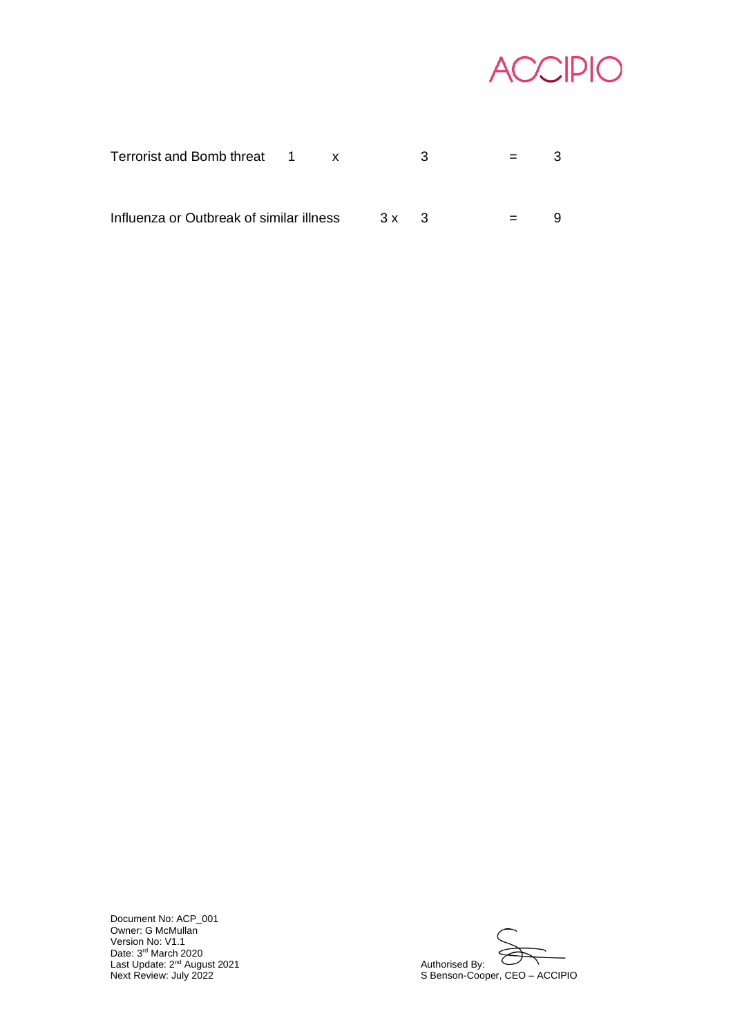| | | | | | |
|---|---|---|---|---|---|
| Terrorist and Bomb threat | 1 | x | 3 | = | 3 |
| Influenza or Outbreak of similar illness | 3 | x | 3 | = | 9 |